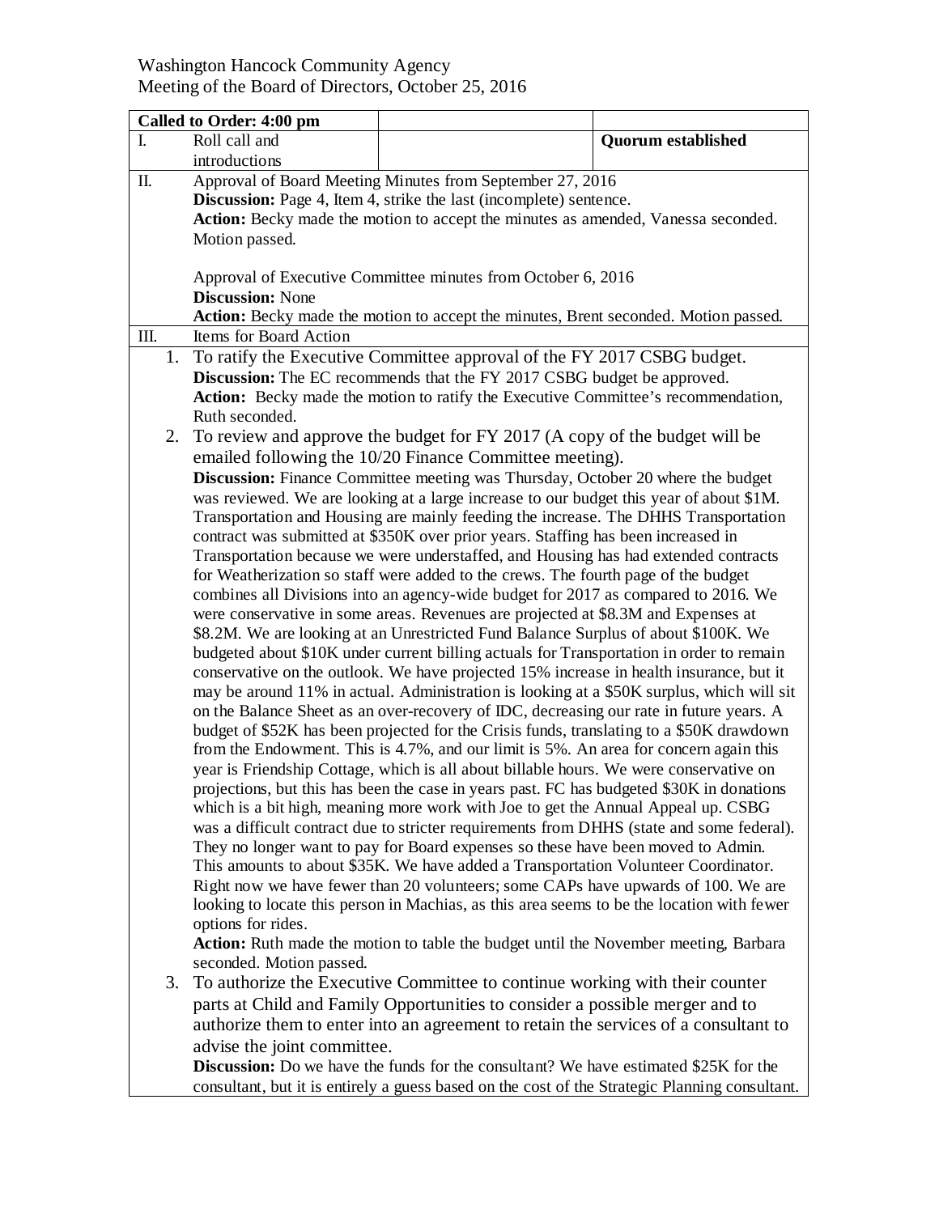Washington Hancock Community Agency
Meeting of the Board of Directors, October 25, 2016

| **Called to Order: 4:00 pm** | | | |
|---|---|---|---|
| I. | Roll call and introductions | | **Quorum established** |

**II.** Approval of Board Meeting Minutes from September 27, 2016

**Discussion:** Page 4, Item 4, strike the last (incomplete) sentence.

**Action:** Becky made the motion to accept the minutes as amended, Vanessa seconded. Motion passed.

Approval of Executive Committee minutes from October 6, 2016

**Discussion:** None

**Action:** Becky made the motion to accept the minutes, Brent seconded. Motion passed.

**III.** Items for Board Action

1. To ratify the Executive Committee approval of the FY 2017 CSBG budget.

   **Discussion:** The EC recommends that the FY 2017 CSBG budget be approved.

   **Action:** Becky made the motion to ratify the Executive Committee's recommendation, Ruth seconded.

2. To review and approve the budget for FY 2017 (A copy of the budget will be emailed following the 10/20 Finance Committee meeting).

   **Discussion:** Finance Committee meeting was Thursday, October 20 where the budget was reviewed. We are looking at a large increase to our budget this year of about $1M. Transportation and Housing are mainly feeding the increase. The DHHS Transportation contract was submitted at $350K over prior years. Staffing has been increased in Transportation because we were understaffed, and Housing has had extended contracts for Weatherization so staff were added to the crews. The fourth page of the budget combines all Divisions into an agency-wide budget for 2017 as compared to 2016. We were conservative in some areas. Revenues are projected at $8.3M and Expenses at $8.2M. We are looking at an Unrestricted Fund Balance Surplus of about $100K. We budgeted about $10K under current billing actuals for Transportation in order to remain conservative on the outlook. We have projected 15% increase in health insurance, but it may be around 11% in actual. Administration is looking at a $50K surplus, which will sit on the Balance Sheet as an over-recovery of IDC, decreasing our rate in future years. A budget of $52K has been projected for the Crisis funds, translating to a $50K drawdown from the Endowment. This is 4.7%, and our limit is 5%. An area for concern again this year is Friendship Cottage, which is all about billable hours. We were conservative on projections, but this has been the case in years past. FC has budgeted $30K in donations which is a bit high, meaning more work with Joe to get the Annual Appeal up. CSBG was a difficult contract due to stricter requirements from DHHS (state and some federal). They no longer want to pay for Board expenses so these have been moved to Admin. This amounts to about $35K. We have added a Transportation Volunteer Coordinator. Right now we have fewer than 20 volunteers; some CAPs have upwards of 100. We are looking to locate this person in Machias, as this area seems to be the location with fewer options for rides.

   **Action:** Ruth made the motion to table the budget until the November meeting, Barbara seconded. Motion passed.

3. To authorize the Executive Committee to continue working with their counter parts at Child and Family Opportunities to consider a possible merger and to authorize them to enter into an agreement to retain the services of a consultant to advise the joint committee.

   **Discussion:** Do we have the funds for the consultant? We have estimated $25K for the consultant, but it is entirely a guess based on the cost of the Strategic Planning consultant.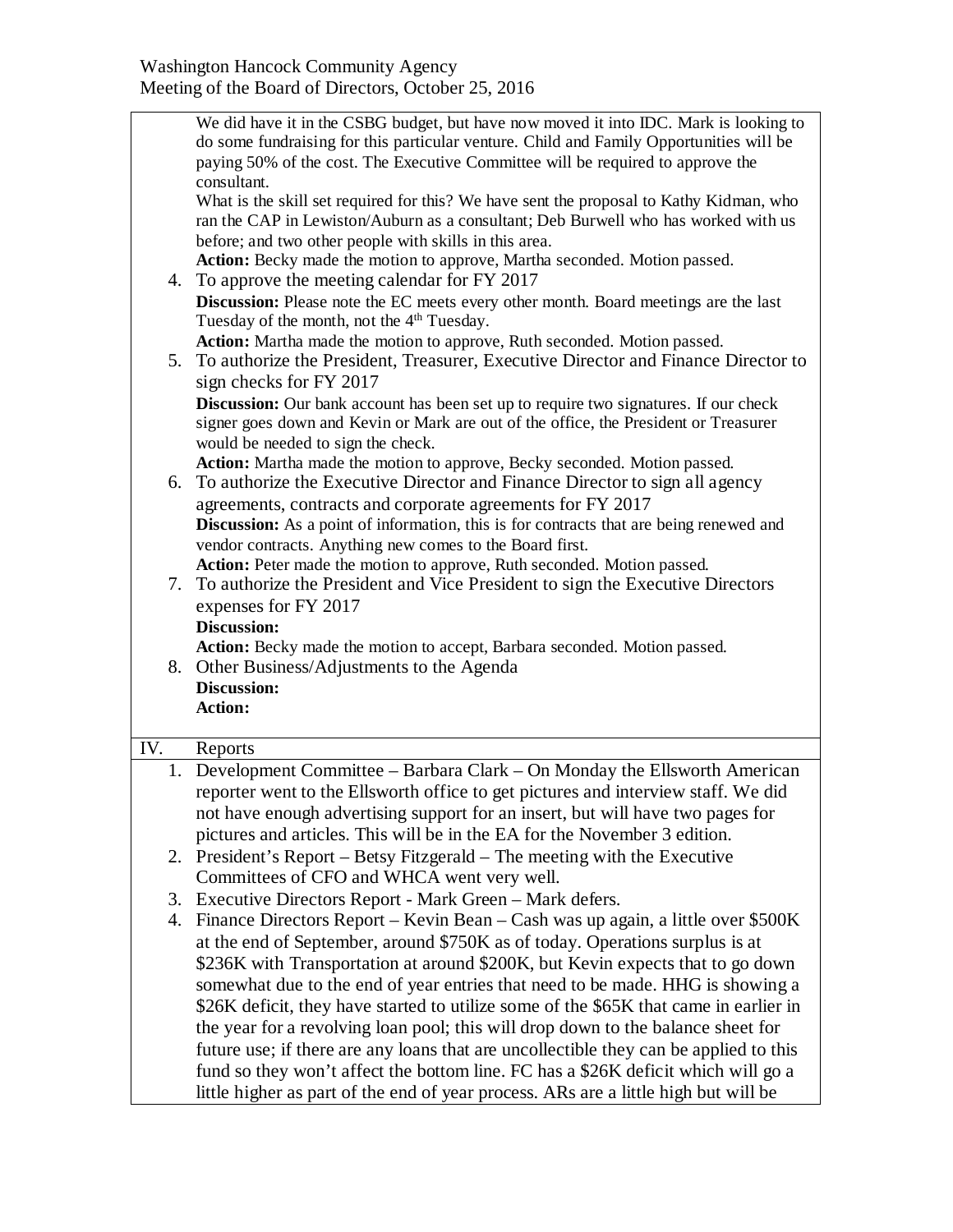We did have it in the CSBG budget, but have now moved it into IDC. Mark is looking to do some fundraising for this particular venture. Child and Family Opportunities will be paying 50% of the cost. The Executive Committee will be required to approve the consultant.

What is the skill set required for this? We have sent the proposal to Kathy Kidman, who ran the CAP in Lewiston/Auburn as a consultant; Deb Burwell who has worked with us before; and two other people with skills in this area.

**Action:** Becky made the motion to approve, Martha seconded. Motion passed.

4. To approve the meeting calendar for FY 2017

   **Discussion:** Please note the EC meets every other month. Board meetings are the last Tuesday of the month, not the 4th Tuesday.

   **Action:** Martha made the motion to approve, Ruth seconded. Motion passed.

5. To authorize the President, Treasurer, Executive Director and Finance Director to sign checks for FY 2017

   **Discussion:** Our bank account has been set up to require two signatures. If our check signer goes down and Kevin or Mark are out of the office, the President or Treasurer would be needed to sign the check.

   **Action:** Martha made the motion to approve, Becky seconded. Motion passed.

6. To authorize the Executive Director and Finance Director to sign all agency agreements, contracts and corporate agreements for FY 2017

   **Discussion:** As a point of information, this is for contracts that are being renewed and vendor contracts. Anything new comes to the Board first.

   **Action:** Peter made the motion to approve, Ruth seconded. Motion passed.

7. To authorize the President and Vice President to sign the Executive Directors expenses for FY 2017

   **Discussion:**

   **Action:** Becky made the motion to accept, Barbara seconded. Motion passed.

8. Other Business/Adjustments to the Agenda

   **Discussion:**

   **Action:**

## IV. Reports

1. Development Committee – Barbara Clark – On Monday the Ellsworth American reporter went to the Ellsworth office to get pictures and interview staff. We did not have enough advertising support for an insert, but will have two pages for pictures and articles. This will be in the EA for the November 3 edition.
2. President's Report – Betsy Fitzgerald – The meeting with the Executive Committees of CFO and WHCA went very well.
3. Executive Directors Report - Mark Green – Mark defers.
4. Finance Directors Report – Kevin Bean – Cash was up again, a little over $500K at the end of September, around $750K as of today. Operations surplus is at $236K with Transportation at around $200K, but Kevin expects that to go down somewhat due to the end of year entries that need to be made. HHG is showing a $26K deficit, they have started to utilize some of the $65K that came in earlier in the year for a revolving loan pool; this will drop down to the balance sheet for future use; if there are any loans that are uncollectible they can be applied to this fund so they won't affect the bottom line. FC has a $26K deficit which will go a little higher as part of the end of year process. ARs are a little high but will be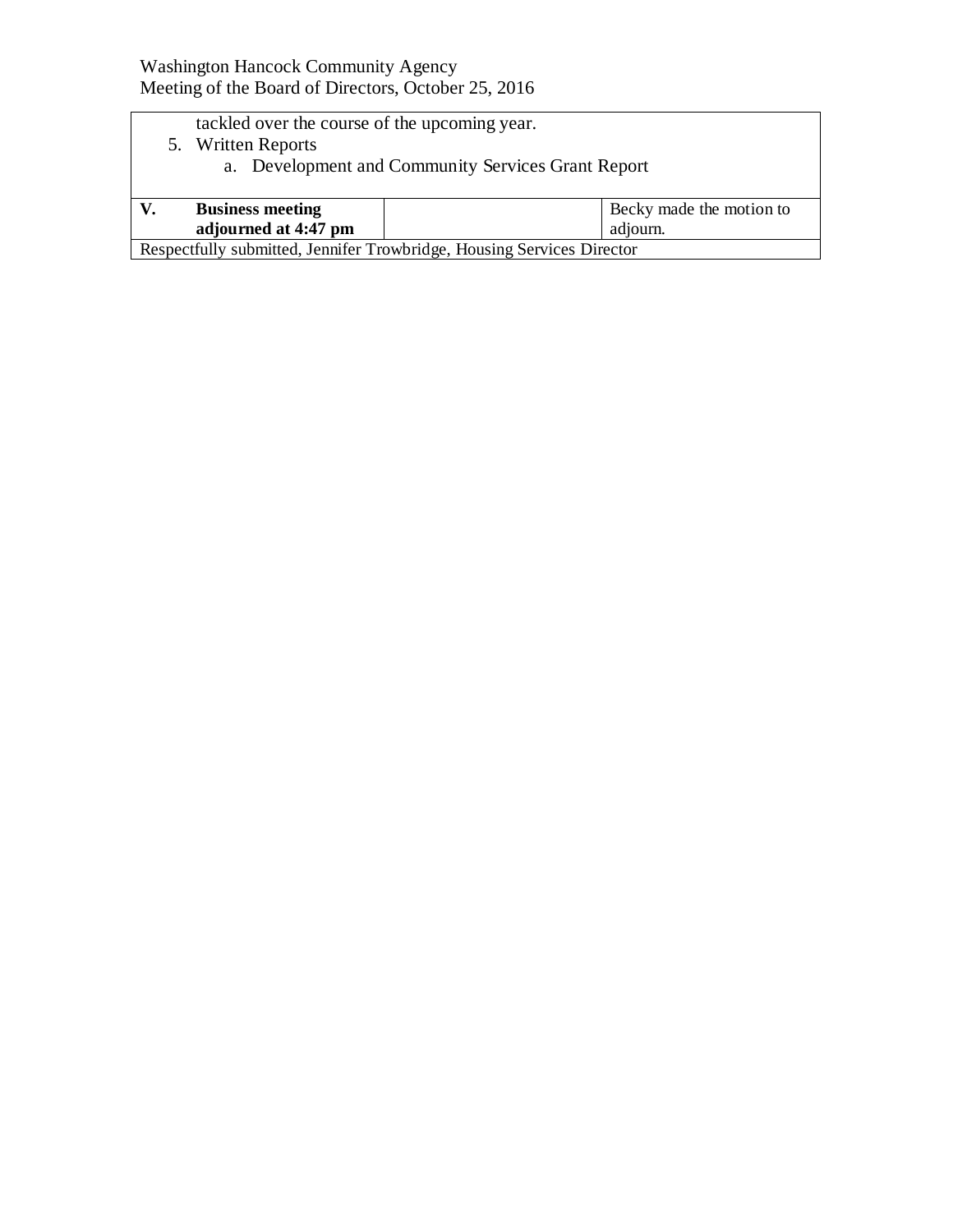| | | |
|---|---|---|
| tackled over the course of the upcoming year.<br>5. Written Reports<br>a. Development and Community Services Grant Report | | |
| **V. Business meeting adjourned at 4:47 pm** | | Becky made the motion to adjourn. |
| Respectfully submitted, Jennifer Trowbridge, Housing Services Director | | |